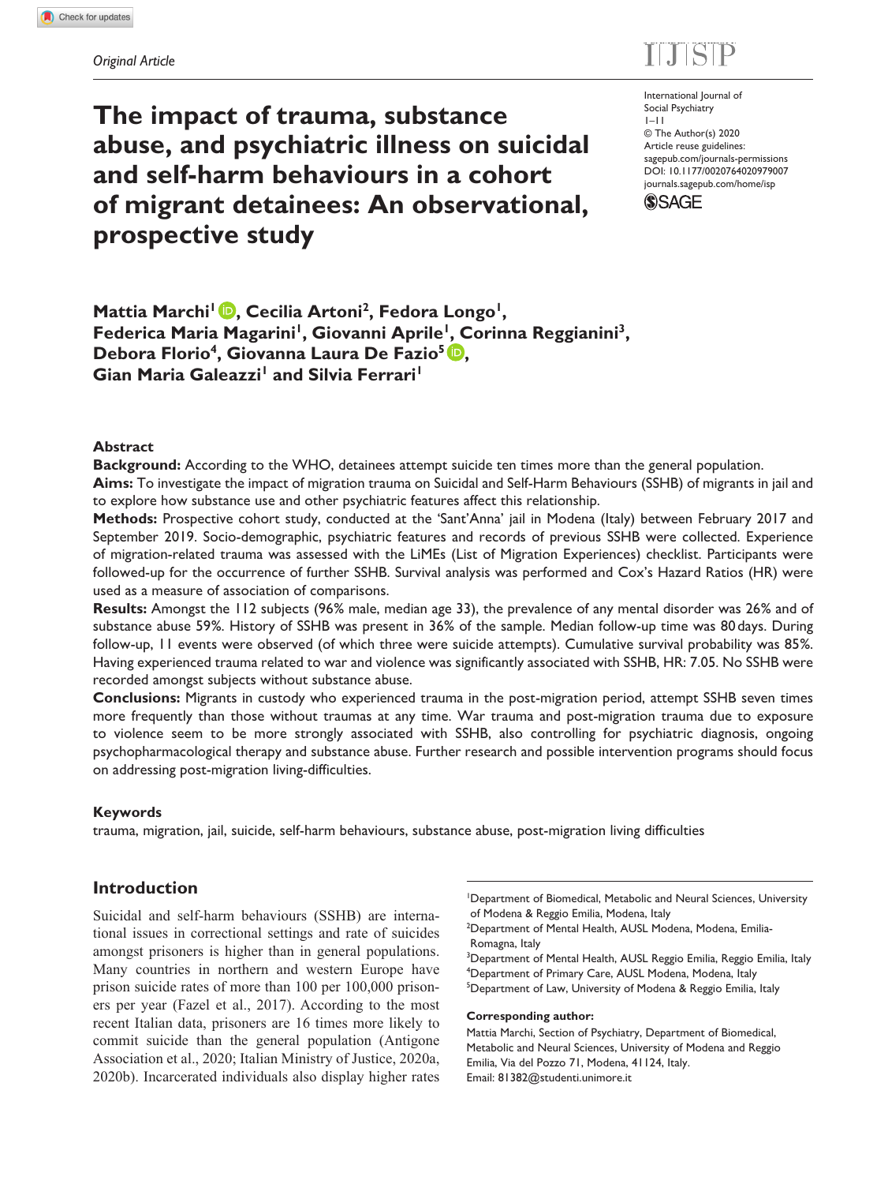*Original Article*

# The impact of trauma, substance abuse, and psychiatric illness on suicidal and self-harm behaviours in a cohort of migrant detainees: An observational, prospective study

International Journal of Social Psychiatry
1–11
© The Author(s) 2020
Article reuse guidelines: sagepub.com/journals-permissions
DOI: 10.1177/0020764020979007
journals.sagepub.com/home/isp

**Mattia Marchi[1], Cecilia Artoni[2], Fedora Longo[1], Federica Maria Magarini[1], Giovanni Aprile[1], Corinna Reggianini[3], Debora Florio[4], Giovanna Laura De Fazio[5], Gian Maria Galeazzi[1] and Silvia Ferrari[1]**

## Abstract

**Background:** According to the WHO, detainees attempt suicide ten times more than the general population.

**Aims:** To investigate the impact of migration trauma on Suicidal and Self-Harm Behaviours (SSHB) of migrants in jail and to explore how substance use and other psychiatric features affect this relationship.

**Methods:** Prospective cohort study, conducted at the 'Sant'Anna' jail in Modena (Italy) between February 2017 and September 2019. Socio-demographic, psychiatric features and records of previous SSHB were collected. Experience of migration-related trauma was assessed with the LiMEs (List of Migration Experiences) checklist. Participants were followed-up for the occurrence of further SSHB. Survival analysis was performed and Cox's Hazard Ratios (HR) were used as a measure of association of comparisons.

**Results:** Amongst the 112 subjects (96% male, median age 33), the prevalence of any mental disorder was 26% and of substance abuse 59%. History of SSHB was present in 36% of the sample. Median follow-up time was 80 days. During follow-up, 11 events were observed (of which three were suicide attempts). Cumulative survival probability was 85%. Having experienced trauma related to war and violence was significantly associated with SSHB, HR: 7.05. No SSHB were recorded amongst subjects without substance abuse.

**Conclusions:** Migrants in custody who experienced trauma in the post-migration period, attempt SSHB seven times more frequently than those without traumas at any time. War trauma and post-migration trauma due to exposure to violence seem to be more strongly associated with SSHB, also controlling for psychiatric diagnosis, ongoing psychopharmacological therapy and substance abuse. Further research and possible intervention programs should focus on addressing post-migration living-difficulties.

### Keywords

trauma, migration, jail, suicide, self-harm behaviours, substance abuse, post-migration living difficulties

## Introduction

Suicidal and self-harm behaviours (SSHB) are international issues in correctional settings and rate of suicides amongst prisoners is higher than in general populations. Many countries in northern and western Europe have prison suicide rates of more than 100 per 100,000 prisoners per year (Fazel et al., 2017). According to the most recent Italian data, prisoners are 16 times more likely to commit suicide than the general population (Antigone Association et al., 2020; Italian Ministry of Justice, 2020a, 2020b). Incarcerated individuals also display higher rates

[1]Department of Biomedical, Metabolic and Neural Sciences, University of Modena & Reggio Emilia, Modena, Italy
[2]Department of Mental Health, AUSL Modena, Modena, Emilia-Romagna, Italy
[3]Department of Mental Health, AUSL Reggio Emilia, Reggio Emilia, Italy
[4]Department of Primary Care, AUSL Modena, Modena, Italy
[5]Department of Law, University of Modena & Reggio Emilia, Italy

**Corresponding author:**
Mattia Marchi, Section of Psychiatry, Department of Biomedical, Metabolic and Neural Sciences, University of Modena and Reggio Emilia, Via del Pozzo 71, Modena, 41124, Italy.
Email: 81382@studenti.unimore.it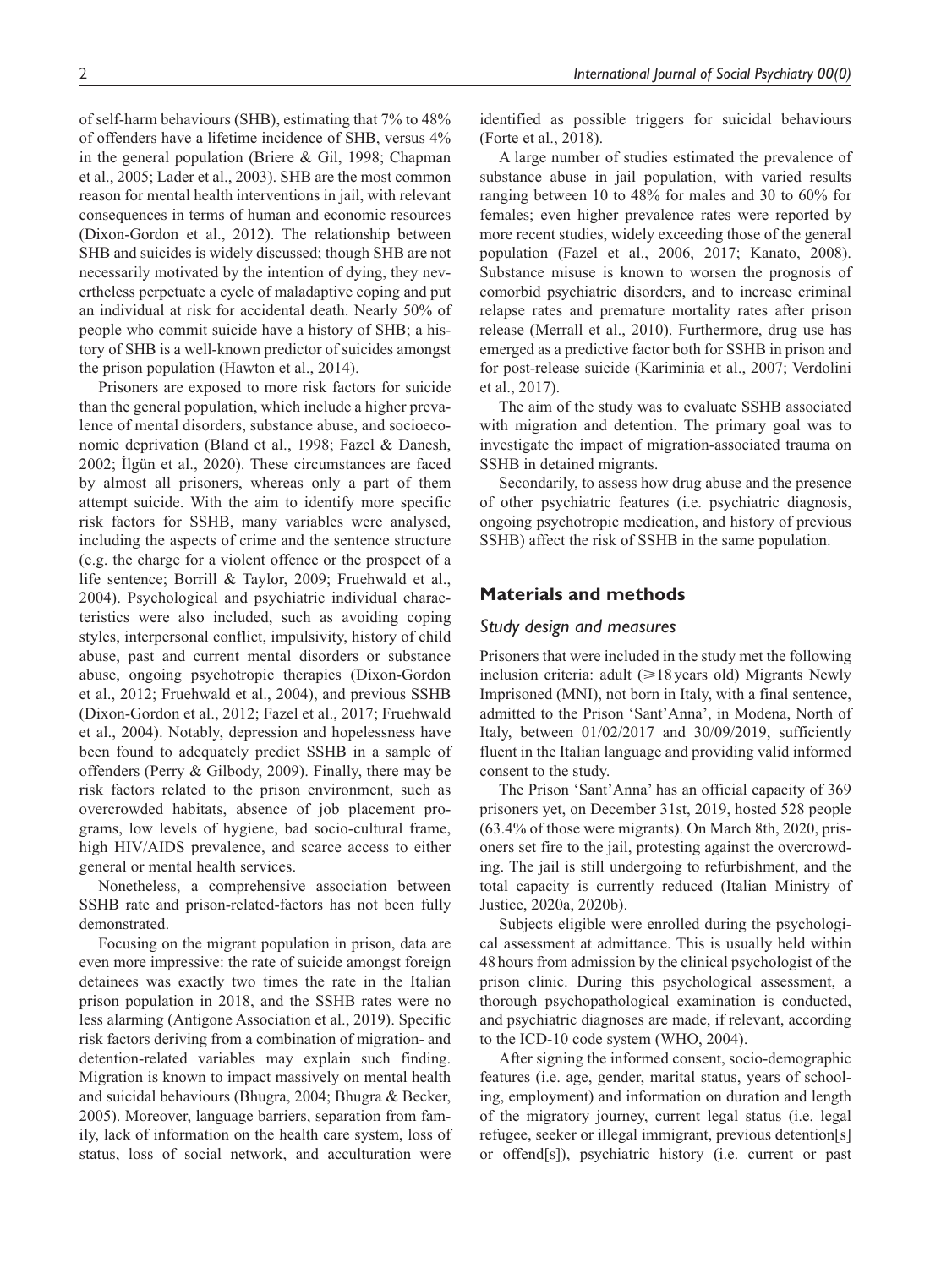of self-harm behaviours (SHB), estimating that 7% to 48% of offenders have a lifetime incidence of SHB, versus 4% in the general population (Briere & Gil, 1998; Chapman et al., 2005; Lader et al., 2003). SHB are the most common reason for mental health interventions in jail, with relevant consequences in terms of human and economic resources (Dixon-Gordon et al., 2012). The relationship between SHB and suicides is widely discussed; though SHB are not necessarily motivated by the intention of dying, they nevertheless perpetuate a cycle of maladaptive coping and put an individual at risk for accidental death. Nearly 50% of people who commit suicide have a history of SHB; a history of SHB is a well-known predictor of suicides amongst the prison population (Hawton et al., 2014).

Prisoners are exposed to more risk factors for suicide than the general population, which include a higher prevalence of mental disorders, substance abuse, and socioeconomic deprivation (Bland et al., 1998; Fazel & Danesh, 2002; İlgün et al., 2020). These circumstances are faced by almost all prisoners, whereas only a part of them attempt suicide. With the aim to identify more specific risk factors for SSHB, many variables were analysed, including the aspects of crime and the sentence structure (e.g. the charge for a violent offence or the prospect of a life sentence; Borrill & Taylor, 2009; Fruehwald et al., 2004). Psychological and psychiatric individual characteristics were also included, such as avoiding coping styles, interpersonal conflict, impulsivity, history of child abuse, past and current mental disorders or substance abuse, ongoing psychotropic therapies (Dixon-Gordon et al., 2012; Fruehwald et al., 2004), and previous SSHB (Dixon-Gordon et al., 2012; Fazel et al., 2017; Fruehwald et al., 2004). Notably, depression and hopelessness have been found to adequately predict SSHB in a sample of offenders (Perry & Gilbody, 2009). Finally, there may be risk factors related to the prison environment, such as overcrowded habitats, absence of job placement programs, low levels of hygiene, bad socio-cultural frame, high HIV/AIDS prevalence, and scarce access to either general or mental health services.

Nonetheless, a comprehensive association between SSHB rate and prison-related-factors has not been fully demonstrated.

Focusing on the migrant population in prison, data are even more impressive: the rate of suicide amongst foreign detainees was exactly two times the rate in the Italian prison population in 2018, and the SSHB rates were no less alarming (Antigone Association et al., 2019). Specific risk factors deriving from a combination of migration- and detention-related variables may explain such finding. Migration is known to impact massively on mental health and suicidal behaviours (Bhugra, 2004; Bhugra & Becker, 2005). Moreover, language barriers, separation from family, lack of information on the health care system, loss of status, loss of social network, and acculturation were identified as possible triggers for suicidal behaviours (Forte et al., 2018).

A large number of studies estimated the prevalence of substance abuse in jail population, with varied results ranging between 10 to 48% for males and 30 to 60% for females; even higher prevalence rates were reported by more recent studies, widely exceeding those of the general population (Fazel et al., 2006, 2017; Kanato, 2008). Substance misuse is known to worsen the prognosis of comorbid psychiatric disorders, and to increase criminal relapse rates and premature mortality rates after prison release (Merrall et al., 2010). Furthermore, drug use has emerged as a predictive factor both for SSHB in prison and for post-release suicide (Kariminia et al., 2007; Verdolini et al., 2017).

The aim of the study was to evaluate SSHB associated with migration and detention. The primary goal was to investigate the impact of migration-associated trauma on SSHB in detained migrants.

Secondarily, to assess how drug abuse and the presence of other psychiatric features (i.e. psychiatric diagnosis, ongoing psychotropic medication, and history of previous SSHB) affect the risk of SSHB in the same population.

## Materials and methods

### *Study design and measures*

Prisoners that were included in the study met the following inclusion criteria: adult (⩾18 years old) Migrants Newly Imprisoned (MNI), not born in Italy, with a final sentence, admitted to the Prison 'Sant'Anna', in Modena, North of Italy, between 01/02/2017 and 30/09/2019, sufficiently fluent in the Italian language and providing valid informed consent to the study.

The Prison 'Sant'Anna' has an official capacity of 369 prisoners yet, on December 31st, 2019, hosted 528 people (63.4% of those were migrants). On March 8th, 2020, prisoners set fire to the jail, protesting against the overcrowding. The jail is still undergoing to refurbishment, and the total capacity is currently reduced (Italian Ministry of Justice, 2020a, 2020b).

Subjects eligible were enrolled during the psychological assessment at admittance. This is usually held within 48 hours from admission by the clinical psychologist of the prison clinic. During this psychological assessment, a thorough psychopathological examination is conducted, and psychiatric diagnoses are made, if relevant, according to the ICD-10 code system (WHO, 2004).

After signing the informed consent, socio-demographic features (i.e. age, gender, marital status, years of schooling, employment) and information on duration and length of the migratory journey, current legal status (i.e. legal refugee, seeker or illegal immigrant, previous detention[s] or offend[s]), psychiatric history (i.e. current or past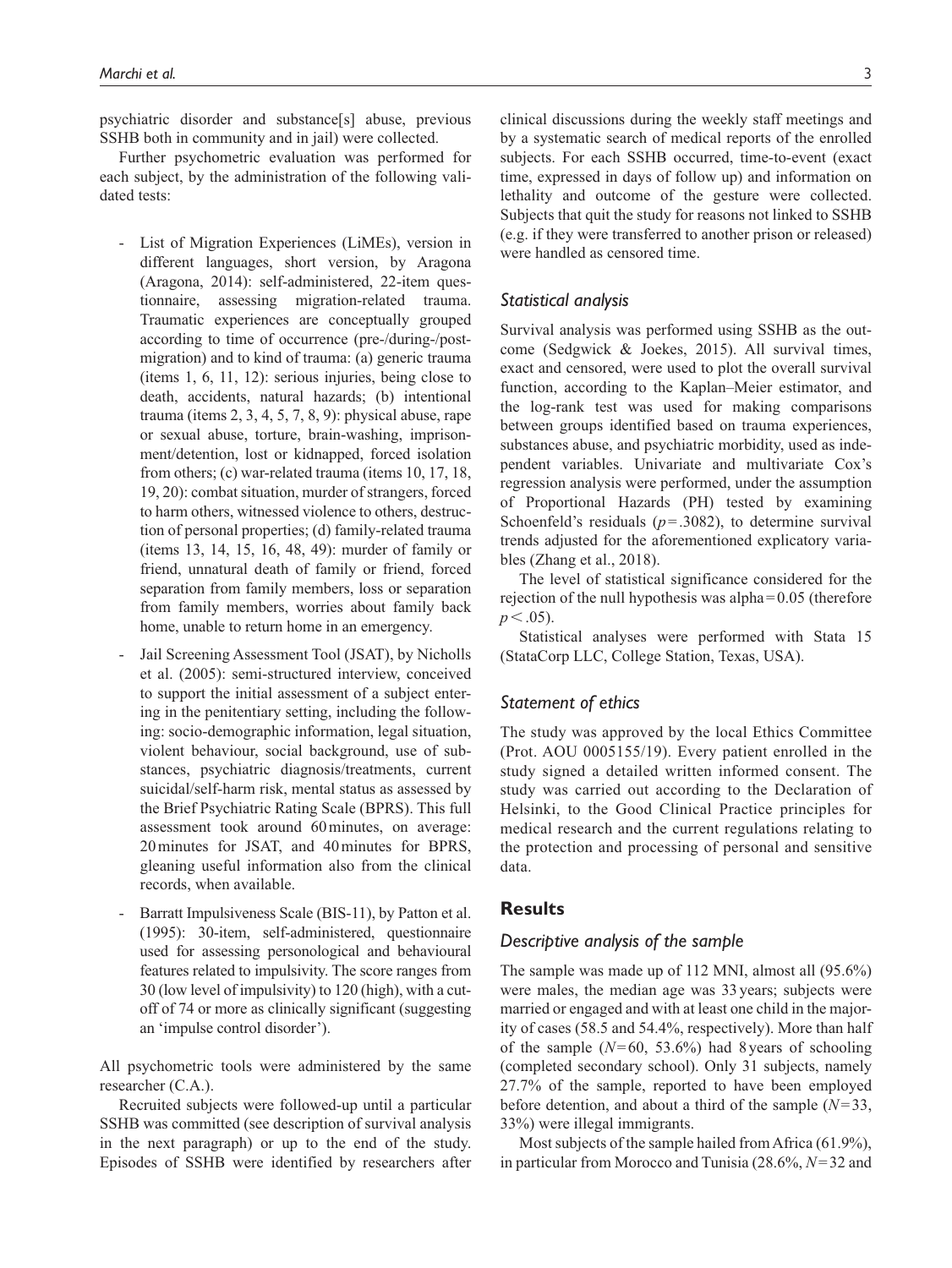psychiatric disorder and substance[s] abuse, previous SSHB both in community and in jail) were collected.

Further psychometric evaluation was performed for each subject, by the administration of the following validated tests:

- List of Migration Experiences (LiMEs), version in different languages, short version, by Aragona (Aragona, 2014): self-administered, 22-item questionnaire, assessing migration-related trauma. Traumatic experiences are conceptually grouped according to time of occurrence (pre-/during-/post-migration) and to kind of trauma: (a) generic trauma (items 1, 6, 11, 12): serious injuries, being close to death, accidents, natural hazards; (b) intentional trauma (items 2, 3, 4, 5, 7, 8, 9): physical abuse, rape or sexual abuse, torture, brain-washing, imprisonment/detention, lost or kidnapped, forced isolation from others; (c) war-related trauma (items 10, 17, 18, 19, 20): combat situation, murder of strangers, forced to harm others, witnessed violence to others, destruction of personal properties; (d) family-related trauma (items 13, 14, 15, 16, 48, 49): murder of family or friend, unnatural death of family or friend, forced separation from family members, loss or separation from family members, worries about family back home, unable to return home in an emergency.
- Jail Screening Assessment Tool (JSAT), by Nicholls et al. (2005): semi-structured interview, conceived to support the initial assessment of a subject entering in the penitentiary setting, including the following: socio-demographic information, legal situation, violent behaviour, social background, use of substances, psychiatric diagnosis/treatments, current suicidal/self-harm risk, mental status as assessed by the Brief Psychiatric Rating Scale (BPRS). This full assessment took around 60 minutes, on average: 20 minutes for JSAT, and 40 minutes for BPRS, gleaning useful information also from the clinical records, when available.
- Barratt Impulsiveness Scale (BIS-11), by Patton et al. (1995): 30-item, self-administered, questionnaire used for assessing personological and behavioural features related to impulsivity. The score ranges from 30 (low level of impulsivity) to 120 (high), with a cut-off of 74 or more as clinically significant (suggesting an 'impulse control disorder').

All psychometric tools were administered by the same researcher (C.A.).

Recruited subjects were followed-up until a particular SSHB was committed (see description of survival analysis in the next paragraph) or up to the end of the study. Episodes of SSHB were identified by researchers after clinical discussions during the weekly staff meetings and by a systematic search of medical reports of the enrolled subjects. For each SSHB occurred, time-to-event (exact time, expressed in days of follow up) and information on lethality and outcome of the gesture were collected. Subjects that quit the study for reasons not linked to SSHB (e.g. if they were transferred to another prison or released) were handled as censored time.

### *Statistical analysis*

Survival analysis was performed using SSHB as the outcome (Sedgwick & Joekes, 2015). All survival times, exact and censored, were used to plot the overall survival function, according to the Kaplan–Meier estimator, and the log-rank test was used for making comparisons between groups identified based on trauma experiences, substances abuse, and psychiatric morbidity, used as independent variables. Univariate and multivariate Cox's regression analysis were performed, under the assumption of Proportional Hazards (PH) tested by examining Schoenfeld's residuals ($p = .3082$), to determine survival trends adjusted for the aforementioned explicatory variables (Zhang et al., 2018).

The level of statistical significance considered for the rejection of the null hypothesis was alpha = 0.05 (therefore $p < .05$).

Statistical analyses were performed with Stata 15 (StataCorp LLC, College Station, Texas, USA).

### *Statement of ethics*

The study was approved by the local Ethics Committee (Prot. AOU 0005155/19). Every patient enrolled in the study signed a detailed written informed consent. The study was carried out according to the Declaration of Helsinki, to the Good Clinical Practice principles for medical research and the current regulations relating to the protection and processing of personal and sensitive data.

## Results

### *Descriptive analysis of the sample*

The sample was made up of 112 MNI, almost all (95.6%) were males, the median age was 33 years; subjects were married or engaged and with at least one child in the majority of cases (58.5 and 54.4%, respectively). More than half of the sample ($N = 60$, 53.6%) had 8 years of schooling (completed secondary school). Only 31 subjects, namely 27.7% of the sample, reported to have been employed before detention, and about a third of the sample ($N = 33$, 33%) were illegal immigrants.

Most subjects of the sample hailed from Africa (61.9%), in particular from Morocco and Tunisia (28.6%, $N = 32$ and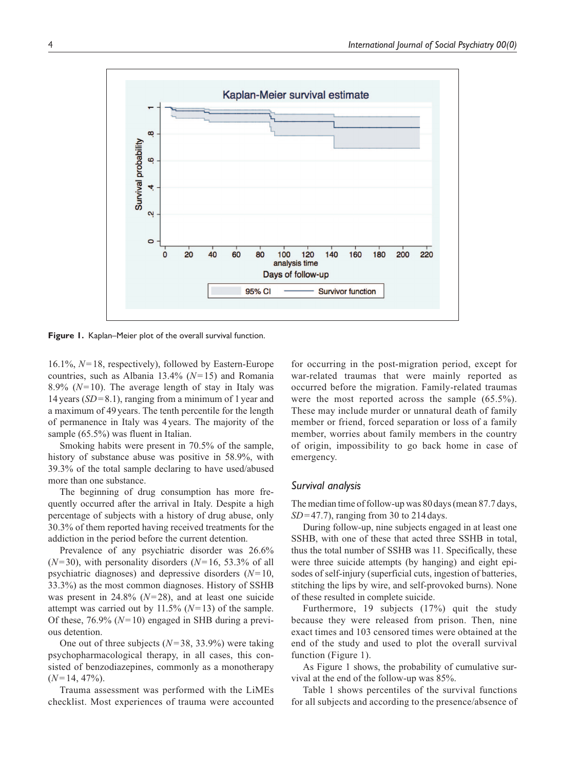Figure 1. Kaplan–Meier plot of the overall survival function.

16.1%, $N=18$, respectively), followed by Eastern-Europe countries, such as Albania 13.4% ($N=15$) and Romania 8.9% ($N=10$). The average length of stay in Italy was 14 years ($SD=8.1$), ranging from a minimum of 1 year and a maximum of 49 years. The tenth percentile for the length of permanence in Italy was 4 years. The majority of the sample (65.5%) was fluent in Italian.

Smoking habits were present in 70.5% of the sample, history of substance abuse was positive in 58.9%, with 39.3% of the total sample declaring to have used/abused more than one substance.

The beginning of drug consumption has more frequently occurred after the arrival in Italy. Despite a high percentage of subjects with a history of drug abuse, only 30.3% of them reported having received treatments for the addiction in the period before the current detention.

Prevalence of any psychiatric disorder was 26.6% ($N=30$), with personality disorders ($N=16$, 53.3% of all psychiatric diagnoses) and depressive disorders ($N=10$, 33.3%) as the most common diagnoses. History of SSHB was present in 24.8% ($N=28$), and at least one suicide attempt was carried out by 11.5% ($N=13$) of the sample. Of these, 76.9% ($N=10$) engaged in SHB during a previous detention.

One out of three subjects ($N=38$, 33.9%) were taking psychopharmacological therapy, in all cases, this consisted of benzodiazepines, commonly as a monotherapy ($N=14$, 47%).

Trauma assessment was performed with the LiMEs checklist. Most experiences of trauma were accounted for occurring in the post-migration period, except for war-related traumas that were mainly reported as occurred before the migration. Family-related traumas were the most reported across the sample (65.5%). These may include murder or unnatural death of family member or friend, forced separation or loss of a family member, worries about family members in the country of origin, impossibility to go back home in case of emergency.

### Survival analysis

The median time of follow-up was 80 days (mean 87.7 days, $SD=47.7$), ranging from 30 to 214 days.

During follow-up, nine subjects engaged in at least one SSHB, with one of these that acted three SSHB in total, thus the total number of SSHB was 11. Specifically, these were three suicide attempts (by hanging) and eight episodes of self-injury (superficial cuts, ingestion of batteries, stitching the lips by wire, and self-provoked burns). None of these resulted in complete suicide.

Furthermore, 19 subjects (17%) quit the study because they were released from prison. Then, nine exact times and 103 censored times were obtained at the end of the study and used to plot the overall survival function (Figure 1).

As Figure 1 shows, the probability of cumulative survival at the end of the follow-up was 85%.

Table 1 shows percentiles of the survival functions for all subjects and according to the presence/absence of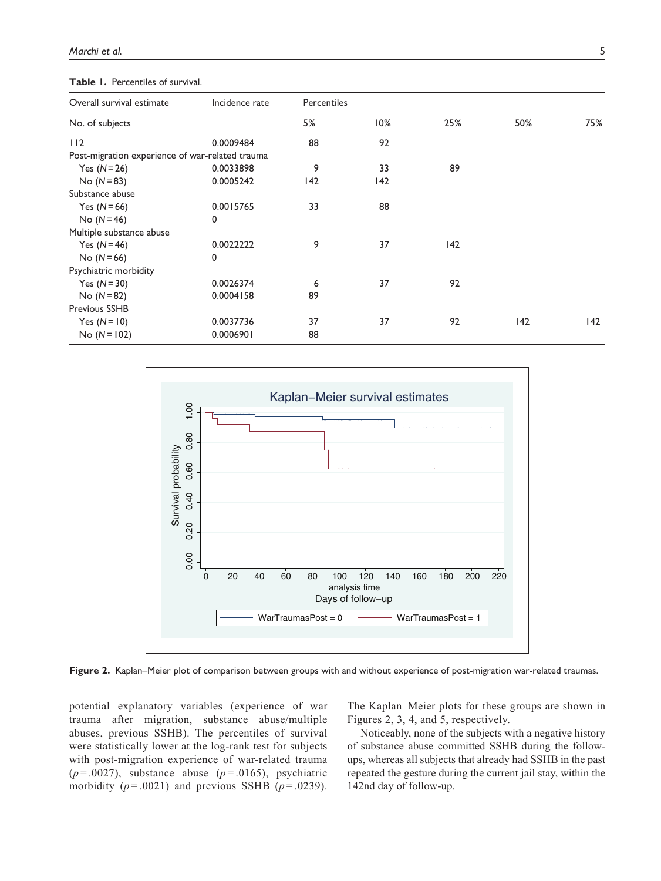**Table 1.** Percentiles of survival.

| Overall survival estimate | Incidence rate | Percentiles | | | | |
|---|---|---|---|---|---|---|
| No. of subjects | | 5% | 10% | 25% | 50% | 75% |
| 112 | 0.0009484 | 88 | 92 | | | |
| Post-migration experience of war-related trauma | | | | | | |
| Yes ($N = 26$) | 0.0033898 | 9 | 33 | 89 | | |
| No ($N = 83$) | 0.0005242 | 142 | 142 | | | |
| Substance abuse | | | | | | |
| Yes ($N = 66$) | 0.0015765 | 33 | 88 | | | |
| No ($N = 46$) | 0 | | | | | |
| Multiple substance abuse | | | | | | |
| Yes ($N = 46$) | 0.0022222 | 9 | 37 | 142 | | |
| No ($N = 66$) | 0 | | | | | |
| Psychiatric morbidity | | | | | | |
| Yes ($N = 30$) | 0.0026374 | 6 | 37 | 92 | | |
| No ($N = 82$) | 0.0004158 | 89 | | | | |
| Previous SSHB | | | | | | |
| Yes ($N = 10$) | 0.0037736 | 37 | 37 | 92 | 142 | 142 |
| No ($N = 102$) | 0.0006901 | 88 | | | | |

**Figure 2.** Kaplan–Meier plot of comparison between groups with and without experience of post-migration war-related traumas.

potential explanatory variables (experience of war trauma after migration, substance abuse/multiple abuses, previous SSHB). The percentiles of survival were statistically lower at the log-rank test for subjects with post-migration experience of war-related trauma ($p = .0027$), substance abuse ($p = .0165$), psychiatric morbidity ($p = .0021$) and previous SSHB ($p = .0239$). The Kaplan–Meier plots for these groups are shown in Figures 2, 3, 4, and 5, respectively.

Noticeably, none of the subjects with a negative history of substance abuse committed SSHB during the follow-ups, whereas all subjects that already had SSHB in the past repeated the gesture during the current jail stay, within the 142nd day of follow-up.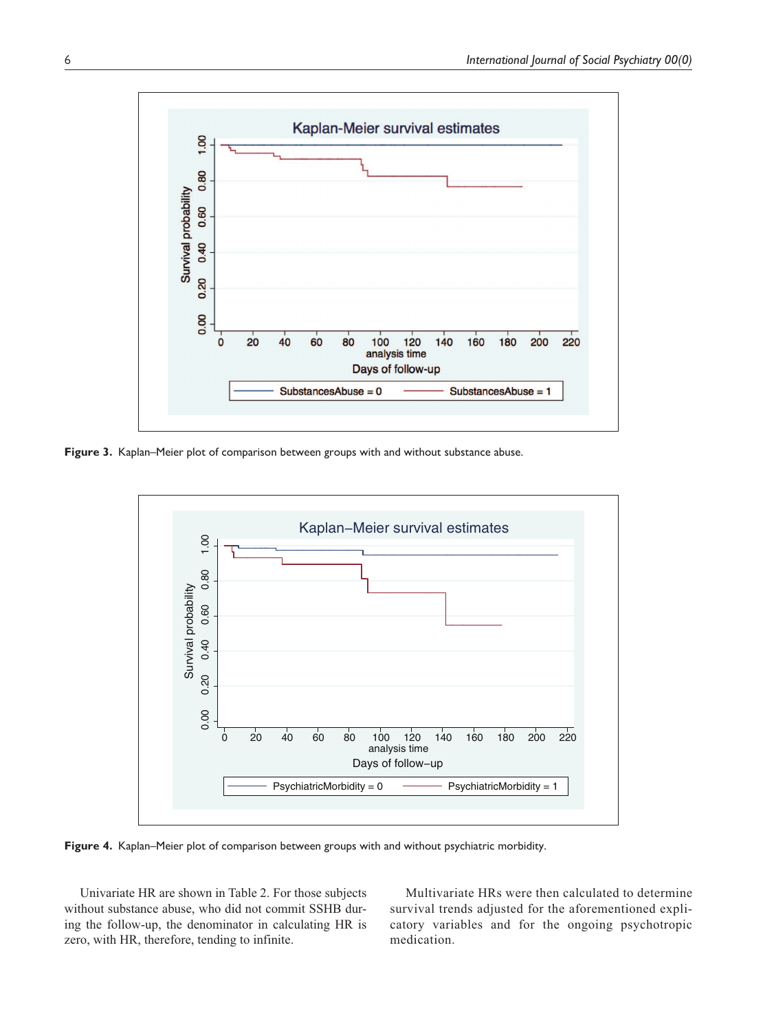**Figure 3.** Kaplan–Meier plot of comparison between groups with and without substance abuse.

**Figure 4.** Kaplan–Meier plot of comparison between groups with and without psychiatric morbidity.

Univariate HR are shown in Table 2. For those subjects without substance abuse, who did not commit SSHB during the follow-up, the denominator in calculating HR is zero, with HR, therefore, tending to infinite.

Multivariate HRs were then calculated to determine survival trends adjusted for the aforementioned explicatory variables and for the ongoing psychotropic medication.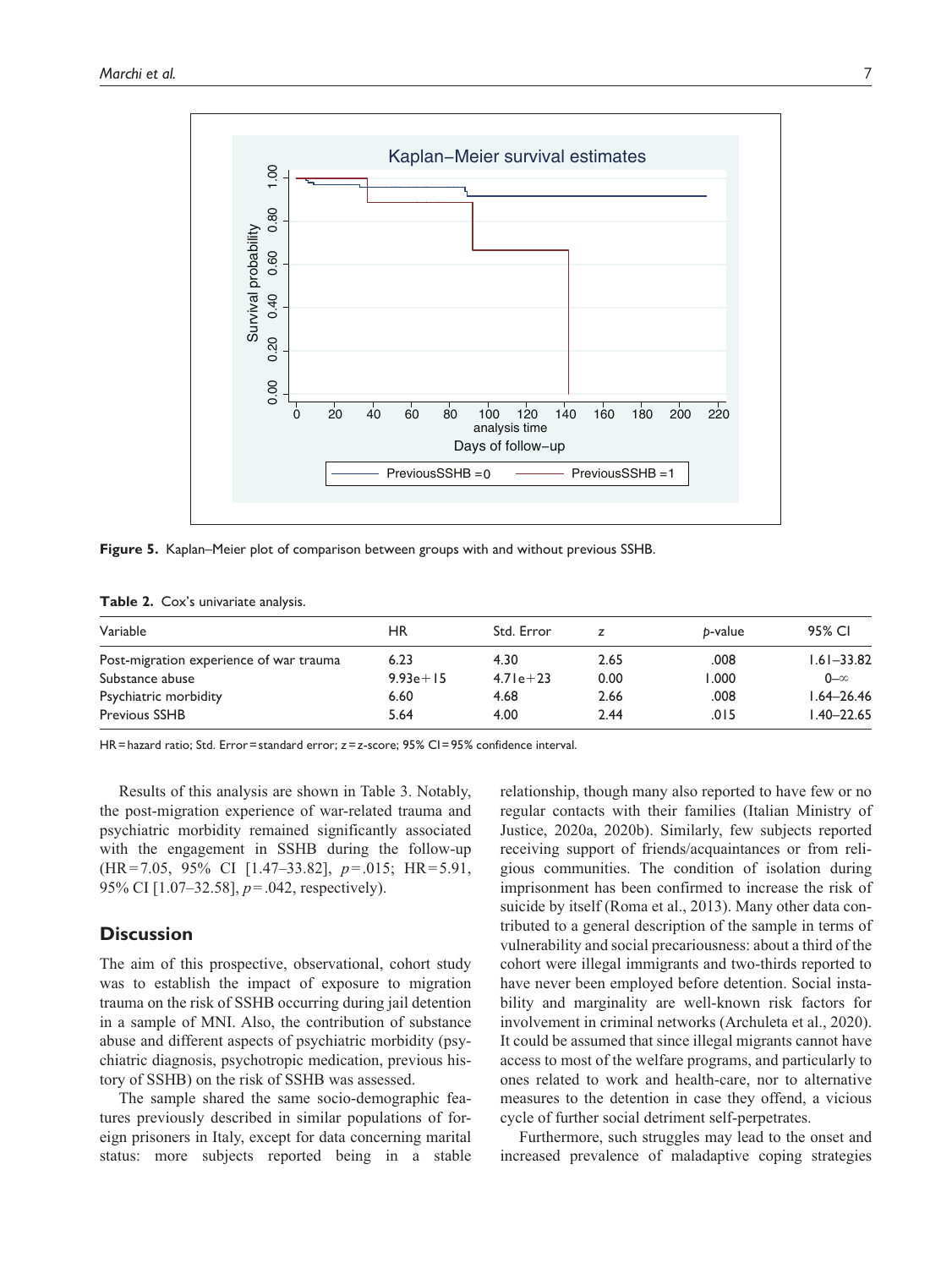**Figure 5.** Kaplan–Meier plot of comparison between groups with and without previous SSHB.

**Table 2.** Cox's univariate analysis.

| Variable | HR | Std. Error | z | *p*-value | 95% CI |
|---|---|---|---|---|---|
| Post-migration experience of war trauma | 6.23 | 4.30 | 2.65 | .008 | 1.61–33.82 |
| Substance abuse | 9.93e+15 | 4.71e+23 | 0.00 | 1.000 | 0–∞ |
| Psychiatric morbidity | 6.60 | 4.68 | 2.66 | .008 | 1.64–26.46 |
| Previous SSHB | 5.64 | 4.00 | 2.44 | .015 | 1.40–22.65 |

HR = hazard ratio; Std. Error = standard error; z = z-score; 95% CI = 95% confidence interval.

Results of this analysis are shown in Table 3. Notably, the post-migration experience of war-related trauma and psychiatric morbidity remained significantly associated with the engagement in SSHB during the follow-up (HR = 7.05, 95% CI [1.47–33.82], $p$ = .015; HR = 5.91, 95% CI [1.07–32.58], $p$ = .042, respectively).

## Discussion

The aim of this prospective, observational, cohort study was to establish the impact of exposure to migration trauma on the risk of SSHB occurring during jail detention in a sample of MNI. Also, the contribution of substance abuse and different aspects of psychiatric morbidity (psychiatric diagnosis, psychotropic medication, previous history of SSHB) on the risk of SSHB was assessed.

The sample shared the same socio-demographic features previously described in similar populations of foreign prisoners in Italy, except for data concerning marital status: more subjects reported being in a stable relationship, though many also reported to have few or no regular contacts with their families (Italian Ministry of Justice, 2020a, 2020b). Similarly, few subjects reported receiving support of friends/acquaintances or from religious communities. The condition of isolation during imprisonment has been confirmed to increase the risk of suicide by itself (Roma et al., 2013). Many other data contributed to a general description of the sample in terms of vulnerability and social precariousness: about a third of the cohort were illegal immigrants and two-thirds reported to have never been employed before detention. Social instability and marginality are well-known risk factors for involvement in criminal networks (Archuleta et al., 2020). It could be assumed that since illegal migrants cannot have access to most of the welfare programs, and particularly to ones related to work and health-care, nor to alternative measures to the detention in case they offend, a vicious cycle of further social detriment self-perpetrates.

Furthermore, such struggles may lead to the onset and increased prevalence of maladaptive coping strategies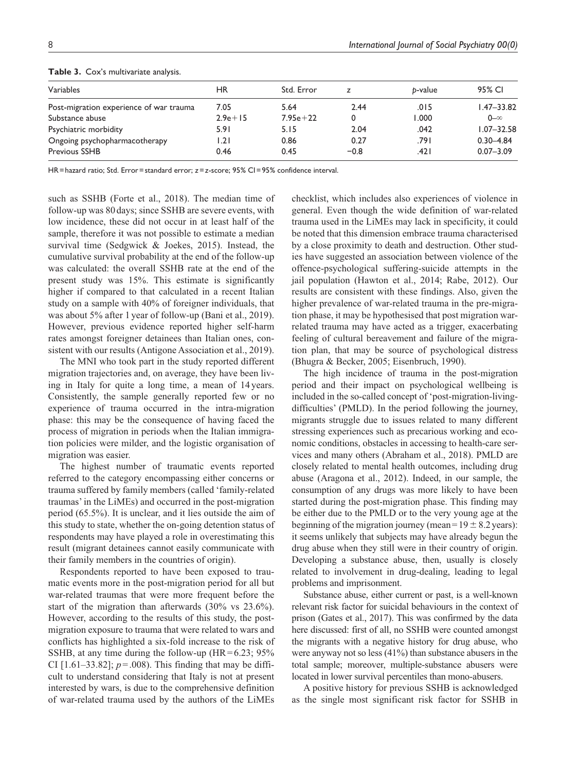**Table 3.** Cox's multivariate analysis.

| Variables | HR | Std. Error | z | p-value | 95% CI |
|---|---|---|---|---|---|
| Post-migration experience of war trauma | 7.05 | 5.64 | 2.44 | .015 | 1.47–33.82 |
| Substance abuse | 2.9e+15 | 7.95e+22 | 0 | 1.000 | 0–∞ |
| Psychiatric morbidity | 5.91 | 5.15 | 2.04 | .042 | 1.07–32.58 |
| Ongoing psychopharmacotherapy | 1.21 | 0.86 | 0.27 | .791 | 0.30–4.84 |
| Previous SSHB | 0.46 | 0.45 | −0.8 | .421 | 0.07–3.09 |

HR = hazard ratio; Std. Error = standard error; z = z-score; 95% CI = 95% confidence interval.

such as SSHB (Forte et al., 2018). The median time of follow-up was 80 days; since SSHB are severe events, with low incidence, these did not occur in at least half of the sample, therefore it was not possible to estimate a median survival time (Sedgwick & Joekes, 2015). Instead, the cumulative survival probability at the end of the follow-up was calculated: the overall SSHB rate at the end of the present study was 15%. This estimate is significantly higher if compared to that calculated in a recent Italian study on a sample with 40% of foreigner individuals, that was about 5% after 1 year of follow-up (Bani et al., 2019). However, previous evidence reported higher self-harm rates amongst foreigner detainees than Italian ones, consistent with our results (Antigone Association et al., 2019).

The MNI who took part in the study reported different migration trajectories and, on average, they have been living in Italy for quite a long time, a mean of 14 years. Consistently, the sample generally reported few or no experience of trauma occurred in the intra-migration phase: this may be the consequence of having faced the process of migration in periods when the Italian immigration policies were milder, and the logistic organisation of migration was easier.

The highest number of traumatic events reported referred to the category encompassing either concerns or trauma suffered by family members (called 'family-related traumas' in the LiMEs) and occurred in the post-migration period (65.5%). It is unclear, and it lies outside the aim of this study to state, whether the on-going detention status of respondents may have played a role in overestimating this result (migrant detainees cannot easily communicate with their family members in the countries of origin).

Respondents reported to have been exposed to traumatic events more in the post-migration period for all but war-related traumas that were more frequent before the start of the migration than afterwards (30% vs 23.6%). However, according to the results of this study, the post-migration exposure to trauma that were related to wars and conflicts has highlighted a six-fold increase to the risk of SSHB, at any time during the follow-up (HR = 6.23; 95% CI [1.61–33.82]; $p = .008$). This finding that may be difficult to understand considering that Italy is not at present interested by wars, is due to the comprehensive definition of war-related trauma used by the authors of the LiMEs checklist, which includes also experiences of violence in general. Even though the wide definition of war-related trauma used in the LiMEs may lack in specificity, it could be noted that this dimension embrace trauma characterised by a close proximity to death and destruction. Other studies have suggested an association between violence of the offence-psychological suffering-suicide attempts in the jail population (Hawton et al., 2014; Rabe, 2012). Our results are consistent with these findings. Also, given the higher prevalence of war-related trauma in the pre-migration phase, it may be hypothesised that post migration war-related trauma may have acted as a trigger, exacerbating feeling of cultural bereavement and failure of the migration plan, that may be source of psychological distress (Bhugra & Becker, 2005; Eisenbruch, 1990).

The high incidence of trauma in the post-migration period and their impact on psychological wellbeing is included in the so-called concept of 'post-migration-living-difficulties' (PMLD). In the period following the journey, migrants struggle due to issues related to many different stressing experiences such as precarious working and economic conditions, obstacles in accessing to health-care services and many others (Abraham et al., 2018). PMLD are closely related to mental health outcomes, including drug abuse (Aragona et al., 2012). Indeed, in our sample, the consumption of any drugs was more likely to have been started during the post-migration phase. This finding may be either due to the PMLD or to the very young age at the beginning of the migration journey (mean = 19 ± 8.2 years): it seems unlikely that subjects may have already begun the drug abuse when they still were in their country of origin. Developing a substance abuse, then, usually is closely related to involvement in drug-dealing, leading to legal problems and imprisonment.

Substance abuse, either current or past, is a well-known relevant risk factor for suicidal behaviours in the context of prison (Gates et al., 2017). This was confirmed by the data here discussed: first of all, no SSHB were counted amongst the migrants with a negative history for drug abuse, who were anyway not so less (41%) than substance abusers in the total sample; moreover, multiple-substance abusers were located in lower survival percentiles than mono-abusers.

A positive history for previous SSHB is acknowledged as the single most significant risk factor for SSHB in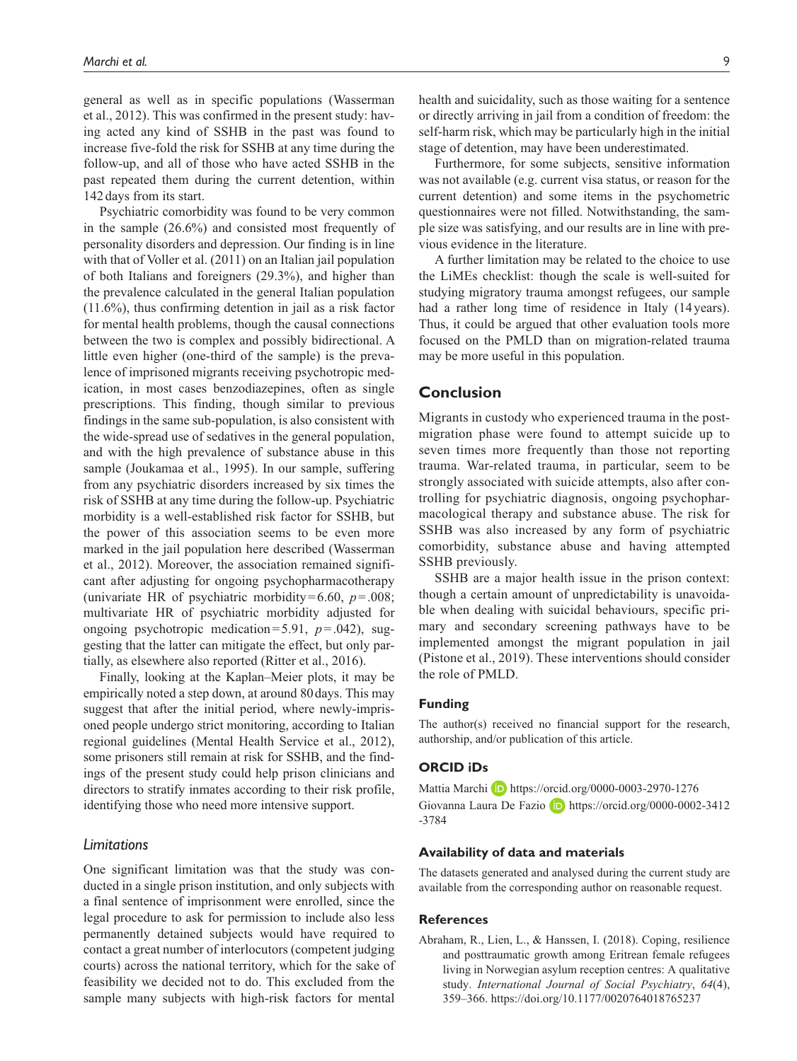general as well as in specific populations (Wasserman et al., 2012). This was confirmed in the present study: having acted any kind of SSHB in the past was found to increase five-fold the risk for SSHB at any time during the follow-up, and all of those who have acted SSHB in the past repeated them during the current detention, within 142 days from its start.

Psychiatric comorbidity was found to be very common in the sample (26.6%) and consisted most frequently of personality disorders and depression. Our finding is in line with that of Voller et al. (2011) on an Italian jail population of both Italians and foreigners (29.3%), and higher than the prevalence calculated in the general Italian population (11.6%), thus confirming detention in jail as a risk factor for mental health problems, though the causal connections between the two is complex and possibly bidirectional. A little even higher (one-third of the sample) is the prevalence of imprisoned migrants receiving psychotropic medication, in most cases benzodiazepines, often as single prescriptions. This finding, though similar to previous findings in the same sub-population, is also consistent with the wide-spread use of sedatives in the general population, and with the high prevalence of substance abuse in this sample (Joukamaa et al., 1995). In our sample, suffering from any psychiatric disorders increased by six times the risk of SSHB at any time during the follow-up. Psychiatric morbidity is a well-established risk factor for SSHB, but the power of this association seems to be even more marked in the jail population here described (Wasserman et al., 2012). Moreover, the association remained significant after adjusting for ongoing psychopharmacotherapy (univariate HR of psychiatric morbidity = 6.60, $p = .008$; multivariate HR of psychiatric morbidity adjusted for ongoing psychotropic medication = 5.91, $p = .042$), suggesting that the latter can mitigate the effect, but only partially, as elsewhere also reported (Ritter et al., 2016).

Finally, looking at the Kaplan–Meier plots, it may be empirically noted a step down, at around 80 days. This may suggest that after the initial period, where newly-imprisoned people undergo strict monitoring, according to Italian regional guidelines (Mental Health Service et al., 2012), some prisoners still remain at risk for SSHB, and the findings of the present study could help prison clinicians and directors to stratify inmates according to their risk profile, identifying those who need more intensive support.

### *Limitations*

One significant limitation was that the study was conducted in a single prison institution, and only subjects with a final sentence of imprisonment were enrolled, since the legal procedure to ask for permission to include also less permanently detained subjects would have required to contact a great number of interlocutors (competent judging courts) across the national territory, which for the sake of feasibility we decided not to do. This excluded from the sample many subjects with high-risk factors for mental health and suicidality, such as those waiting for a sentence or directly arriving in jail from a condition of freedom: the self-harm risk, which may be particularly high in the initial stage of detention, may have been underestimated.

Furthermore, for some subjects, sensitive information was not available (e.g. current visa status, or reason for the current detention) and some items in the psychometric questionnaires were not filled. Notwithstanding, the sample size was satisfying, and our results are in line with previous evidence in the literature.

A further limitation may be related to the choice to use the LiMEs checklist: though the scale is well-suited for studying migratory trauma amongst refugees, our sample had a rather long time of residence in Italy (14 years). Thus, it could be argued that other evaluation tools more focused on the PMLD than on migration-related trauma may be more useful in this population.

## Conclusion

Migrants in custody who experienced trauma in the post-migration phase were found to attempt suicide up to seven times more frequently than those not reporting trauma. War-related trauma, in particular, seem to be strongly associated with suicide attempts, also after controlling for psychiatric diagnosis, ongoing psychopharmacological therapy and substance abuse. The risk for SSHB was also increased by any form of psychiatric comorbidity, substance abuse and having attempted SSHB previously.

SSHB are a major health issue in the prison context: though a certain amount of unpredictability is unavoidable when dealing with suicidal behaviours, specific primary and secondary screening pathways have to be implemented amongst the migrant population in jail (Pistone et al., 2019). These interventions should consider the role of PMLD.

### Funding

The author(s) received no financial support for the research, authorship, and/or publication of this article.

### ORCID iDs

Mattia Marchi https://orcid.org/0000-0003-2970-1276
Giovanna Laura De Fazio https://orcid.org/0000-0002-3412-3784

### Availability of data and materials

The datasets generated and analysed during the current study are available from the corresponding author on reasonable request.

### References

Abraham, R., Lien, L., & Hanssen, I. (2018). Coping, resilience and posttraumatic growth among Eritrean female refugees living in Norwegian asylum reception centres: A qualitative study. *International Journal of Social Psychiatry*, *64*(4), 359–366. https://doi.org/10.1177/0020764018765237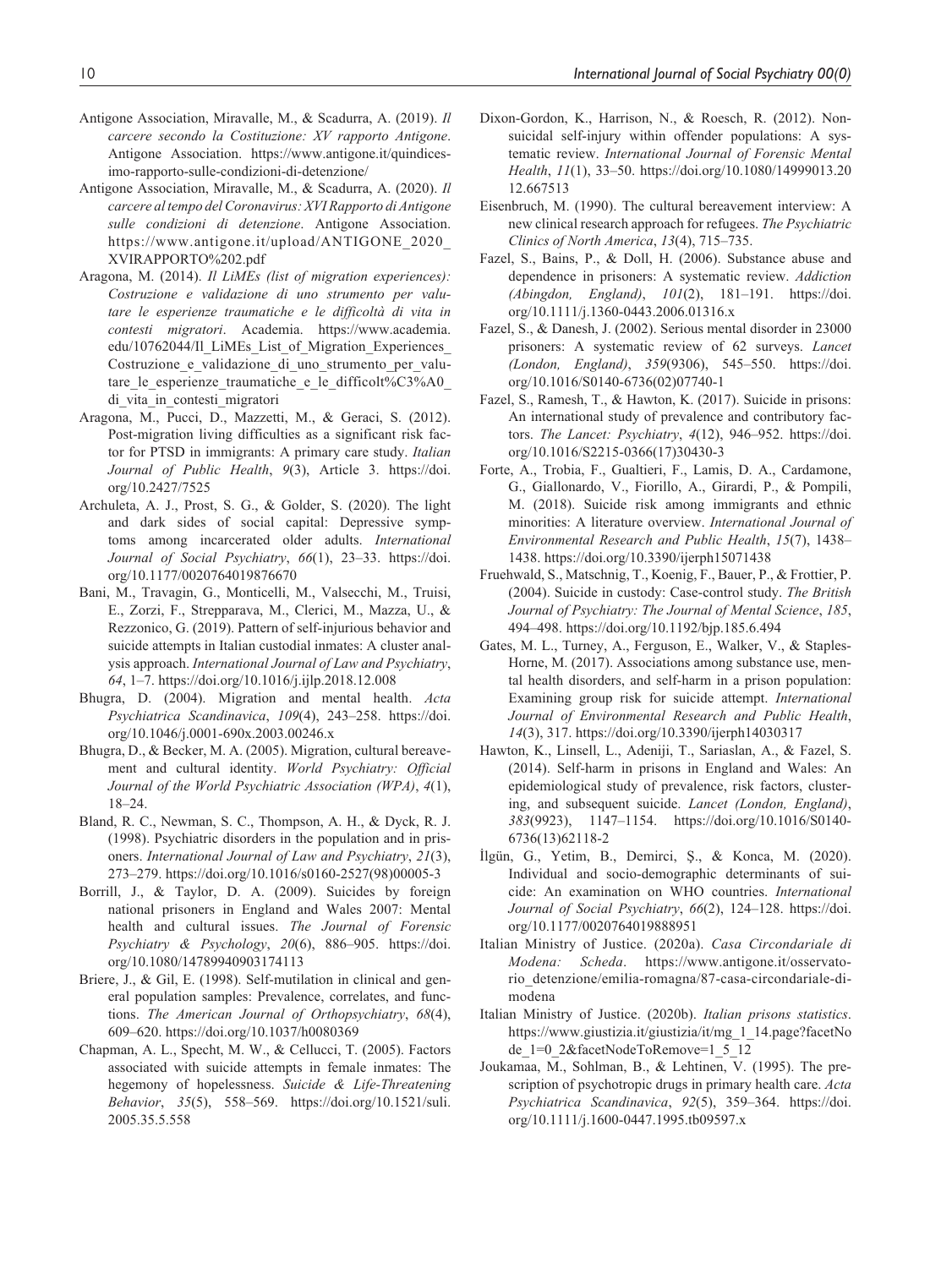Antigone Association, Miravalle, M., & Scadurra, A. (2019). *Il carcere secondo la Costituzione: XV rapporto Antigone*. Antigone Association. https://www.antigone.it/quindicesimo-rapporto-sulle-condizioni-di-detenzione/

Antigone Association, Miravalle, M., & Scadurra, A. (2020). *Il carcere al tempo del Coronavirus: XVI Rapporto di Antigone sulle condizioni di detenzione*. Antigone Association. https://www.antigone.it/upload/ANTIGONE_2020_XVIRAPPORTO%202.pdf

Aragona, M. (2014). *Il LiMEs (list of migration experiences): Costruzione e validazione di uno strumento per valutare le esperienze traumatiche e le difficoltà di vita in contesti migratori*. Academia. https://www.academia.edu/10762044/Il_LiMEs_List_of_Migration_Experiences_Costruzione_e_validazione_di_uno_strumento_per_valutare_le_esperienze_traumatiche_e_le_difficolt%C3%A0_di_vita_in_contesti_migratori

Aragona, M., Pucci, D., Mazzetti, M., & Geraci, S. (2012). Post-migration living difficulties as a significant risk factor for PTSD in immigrants: A primary care study. *Italian Journal of Public Health*, *9*(3), Article 3. https://doi.org/10.2427/7525

Archuleta, A. J., Prost, S. G., & Golder, S. (2020). The light and dark sides of social capital: Depressive symptoms among incarcerated older adults. *International Journal of Social Psychiatry*, *66*(1), 23–33. https://doi.org/10.1177/0020764019876670

Bani, M., Travagin, G., Monticelli, M., Valsecchi, M., Truisi, E., Zorzi, F., Strepparava, M., Clerici, M., Mazza, U., & Rezzonico, G. (2019). Pattern of self-injurious behavior and suicide attempts in Italian custodial inmates: A cluster analysis approach. *International Journal of Law and Psychiatry*, *64*, 1–7. https://doi.org/10.1016/j.ijlp.2018.12.008

Bhugra, D. (2004). Migration and mental health. *Acta Psychiatrica Scandinavica*, *109*(4), 243–258. https://doi.org/10.1046/j.0001-690x.2003.00246.x

Bhugra, D., & Becker, M. A. (2005). Migration, cultural bereavement and cultural identity. *World Psychiatry: Official Journal of the World Psychiatric Association (WPA)*, *4*(1), 18–24.

Bland, R. C., Newman, S. C., Thompson, A. H., & Dyck, R. J. (1998). Psychiatric disorders in the population and in prisoners. *International Journal of Law and Psychiatry*, *21*(3), 273–279. https://doi.org/10.1016/s0160-2527(98)00005-3

Borrill, J., & Taylor, D. A. (2009). Suicides by foreign national prisoners in England and Wales 2007: Mental health and cultural issues. *The Journal of Forensic Psychiatry & Psychology*, *20*(6), 886–905. https://doi.org/10.1080/14789940903174113

Briere, J., & Gil, E. (1998). Self-mutilation in clinical and general population samples: Prevalence, correlates, and functions. *The American Journal of Orthopsychiatry*, *68*(4), 609–620. https://doi.org/10.1037/h0080369

Chapman, A. L., Specht, M. W., & Cellucci, T. (2005). Factors associated with suicide attempts in female inmates: The hegemony of hopelessness. *Suicide & Life-Threatening Behavior*, *35*(5), 558–569. https://doi.org/10.1521/suli.2005.35.5.558

Dixon-Gordon, K., Harrison, N., & Roesch, R. (2012). Non-suicidal self-injury within offender populations: A systematic review. *International Journal of Forensic Mental Health*, *11*(1), 33–50. https://doi.org/10.1080/14999013.2012.667513

Eisenbruch, M. (1990). The cultural bereavement interview: A new clinical research approach for refugees. *The Psychiatric Clinics of North America*, *13*(4), 715–735.

Fazel, S., Bains, P., & Doll, H. (2006). Substance abuse and dependence in prisoners: A systematic review. *Addiction (Abingdon, England)*, *101*(2), 181–191. https://doi.org/10.1111/j.1360-0443.2006.01316.x

Fazel, S., & Danesh, J. (2002). Serious mental disorder in 23000 prisoners: A systematic review of 62 surveys. *Lancet (London, England)*, *359*(9306), 545–550. https://doi.org/10.1016/S0140-6736(02)07740-1

Fazel, S., Ramesh, T., & Hawton, K. (2017). Suicide in prisons: An international study of prevalence and contributory factors. *The Lancet: Psychiatry*, *4*(12), 946–952. https://doi.org/10.1016/S2215-0366(17)30430-3

Forte, A., Trobia, F., Gualtieri, F., Lamis, D. A., Cardamone, G., Giallonardo, V., Fiorillo, A., Girardi, P., & Pompili, M. (2018). Suicide risk among immigrants and ethnic minorities: A literature overview. *International Journal of Environmental Research and Public Health*, *15*(7), 1438–1438. https://doi.org/10.3390/ijerph15071438

Fruehwald, S., Matschnig, T., Koenig, F., Bauer, P., & Frottier, P. (2004). Suicide in custody: Case-control study. *The British Journal of Psychiatry: The Journal of Mental Science*, *185*, 494–498. https://doi.org/10.1192/bjp.185.6.494

Gates, M. L., Turney, A., Ferguson, E., Walker, V., & Staples-Horne, M. (2017). Associations among substance use, mental health disorders, and self-harm in a prison population: Examining group risk for suicide attempt. *International Journal of Environmental Research and Public Health*, *14*(3), 317. https://doi.org/10.3390/ijerph14030317

Hawton, K., Linsell, L., Adeniji, T., Sariaslan, A., & Fazel, S. (2014). Self-harm in prisons in England and Wales: An epidemiological study of prevalence, risk factors, clustering, and subsequent suicide. *Lancet (London, England)*, *383*(9923), 1147–1154. https://doi.org/10.1016/S0140-6736(13)62118-2

İlgün, G., Yetim, B., Demirci, Ş., & Konca, M. (2020). Individual and socio-demographic determinants of suicide: An examination on WHO countries. *International Journal of Social Psychiatry*, *66*(2), 124–128. https://doi.org/10.1177/0020764019888951

Italian Ministry of Justice. (2020a). *Casa Circondariale di Modena: Scheda*. https://www.antigone.it/osservatorio_detenzione/emilia-romagna/87-casa-circondariale-di-modena

Italian Ministry of Justice. (2020b). *Italian prisons statistics*. https://www.giustizia.it/giustizia/it/mg_1_14.page?facetNode_1=0_2&facetNodeToRemove=1_5_12

Joukamaa, M., Sohlman, B., & Lehtinen, V. (1995). The prescription of psychotropic drugs in primary health care. *Acta Psychiatrica Scandinavica*, *92*(5), 359–364. https://doi.org/10.1111/j.1600-0447.1995.tb09597.x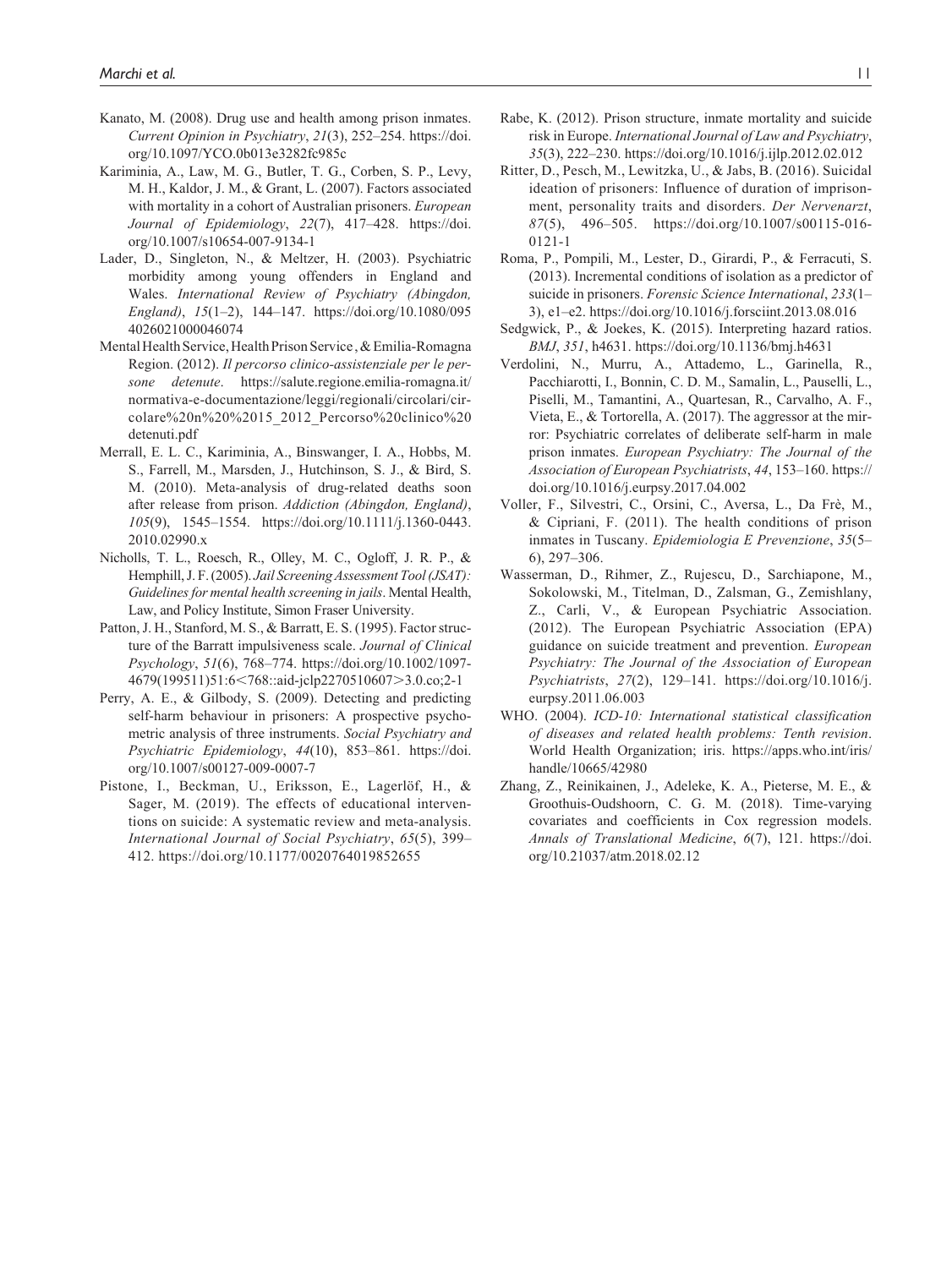Kanato, M. (2008). Drug use and health among prison inmates. *Current Opinion in Psychiatry*, *21*(3), 252–254. https://doi.org/10.1097/YCO.0b013e3282fc985c

Kariminia, A., Law, M. G., Butler, T. G., Corben, S. P., Levy, M. H., Kaldor, J. M., & Grant, L. (2007). Factors associated with mortality in a cohort of Australian prisoners. *European Journal of Epidemiology*, *22*(7), 417–428. https://doi.org/10.1007/s10654-007-9134-1

Lader, D., Singleton, N., & Meltzer, H. (2003). Psychiatric morbidity among young offenders in England and Wales. *International Review of Psychiatry (Abingdon, England)*, *15*(1–2), 144–147. https://doi.org/10.1080/0954026021000046074

Mental Health Service, Health Prison Service , & Emilia-Romagna Region. (2012). *Il percorso clinico-assistenziale per le persone detenute*. https://salute.regione.emilia-romagna.it/normativa-e-documentazione/leggi/regionali/circolari/circolare%20n%20%2015_2012_Percorso%20clinico%20detenuti.pdf

Merrall, E. L. C., Kariminia, A., Binswanger, I. A., Hobbs, M. S., Farrell, M., Marsden, J., Hutchinson, S. J., & Bird, S. M. (2010). Meta-analysis of drug-related deaths soon after release from prison. *Addiction (Abingdon, England)*, *105*(9), 1545–1554. https://doi.org/10.1111/j.1360-0443.2010.02990.x

Nicholls, T. L., Roesch, R., Olley, M. C., Ogloff, J. R. P., & Hemphill, J. F. (2005). *Jail Screening Assessment Tool (JSAT): Guidelines for mental health screening in jails*. Mental Health, Law, and Policy Institute, Simon Fraser University.

Patton, J. H., Stanford, M. S., & Barratt, E. S. (1995). Factor structure of the Barratt impulsiveness scale. *Journal of Clinical Psychology*, *51*(6), 768–774. https://doi.org/10.1002/1097-4679(199511)51:6<768::aid-jclp2270510607>3.0.co;2-1

Perry, A. E., & Gilbody, S. (2009). Detecting and predicting self-harm behaviour in prisoners: A prospective psychometric analysis of three instruments. *Social Psychiatry and Psychiatric Epidemiology*, *44*(10), 853–861. https://doi.org/10.1007/s00127-009-0007-7

Pistone, I., Beckman, U., Eriksson, E., Lagerlöf, H., & Sager, M. (2019). The effects of educational interventions on suicide: A systematic review and meta-analysis. *International Journal of Social Psychiatry*, *65*(5), 399–412. https://doi.org/10.1177/0020764019852655

Rabe, K. (2012). Prison structure, inmate mortality and suicide risk in Europe. *International Journal of Law and Psychiatry*, *35*(3), 222–230. https://doi.org/10.1016/j.ijlp.2012.02.012

Ritter, D., Pesch, M., Lewitzka, U., & Jabs, B. (2016). Suicidal ideation of prisoners: Influence of duration of imprisonment, personality traits and disorders. *Der Nervenarzt*, *87*(5), 496–505. https://doi.org/10.1007/s00115-016-0121-1

Roma, P., Pompili, M., Lester, D., Girardi, P., & Ferracuti, S. (2013). Incremental conditions of isolation as a predictor of suicide in prisoners. *Forensic Science International*, *233*(1–3), e1–e2. https://doi.org/10.1016/j.forsciint.2013.08.016

Sedgwick, P., & Joekes, K. (2015). Interpreting hazard ratios. *BMJ*, *351*, h4631. https://doi.org/10.1136/bmj.h4631

Verdolini, N., Murru, A., Attademo, L., Garinella, R., Pacchiarotti, I., Bonnin, C. D. M., Samalin, L., Pauselli, L., Piselli, M., Tamantini, A., Quartesan, R., Carvalho, A. F., Vieta, E., & Tortorella, A. (2017). The aggressor at the mirror: Psychiatric correlates of deliberate self-harm in male prison inmates. *European Psychiatry: The Journal of the Association of European Psychiatrists*, *44*, 153–160. https://doi.org/10.1016/j.eurpsy.2017.04.002

Voller, F., Silvestri, C., Orsini, C., Aversa, L., Da Frè, M., & Cipriani, F. (2011). The health conditions of prison inmates in Tuscany. *Epidemiologia E Prevenzione*, *35*(5–6), 297–306.

Wasserman, D., Rihmer, Z., Rujescu, D., Sarchiapone, M., Sokolowski, M., Titelman, D., Zalsman, G., Zemishlany, Z., Carli, V., & European Psychiatric Association. (2012). The European Psychiatric Association (EPA) guidance on suicide treatment and prevention. *European Psychiatry: The Journal of the Association of European Psychiatrists*, *27*(2), 129–141. https://doi.org/10.1016/j.eurpsy.2011.06.003

WHO. (2004). *ICD-10: International statistical classification of diseases and related health problems: Tenth revision*. World Health Organization; iris. https://apps.who.int/iris/handle/10665/42980

Zhang, Z., Reinikainen, J., Adeleke, K. A., Pieterse, M. E., & Groothuis-Oudshoorn, C. G. M. (2018). Time-varying covariates and coefficients in Cox regression models. *Annals of Translational Medicine*, *6*(7), 121. https://doi.org/10.21037/atm.2018.02.12